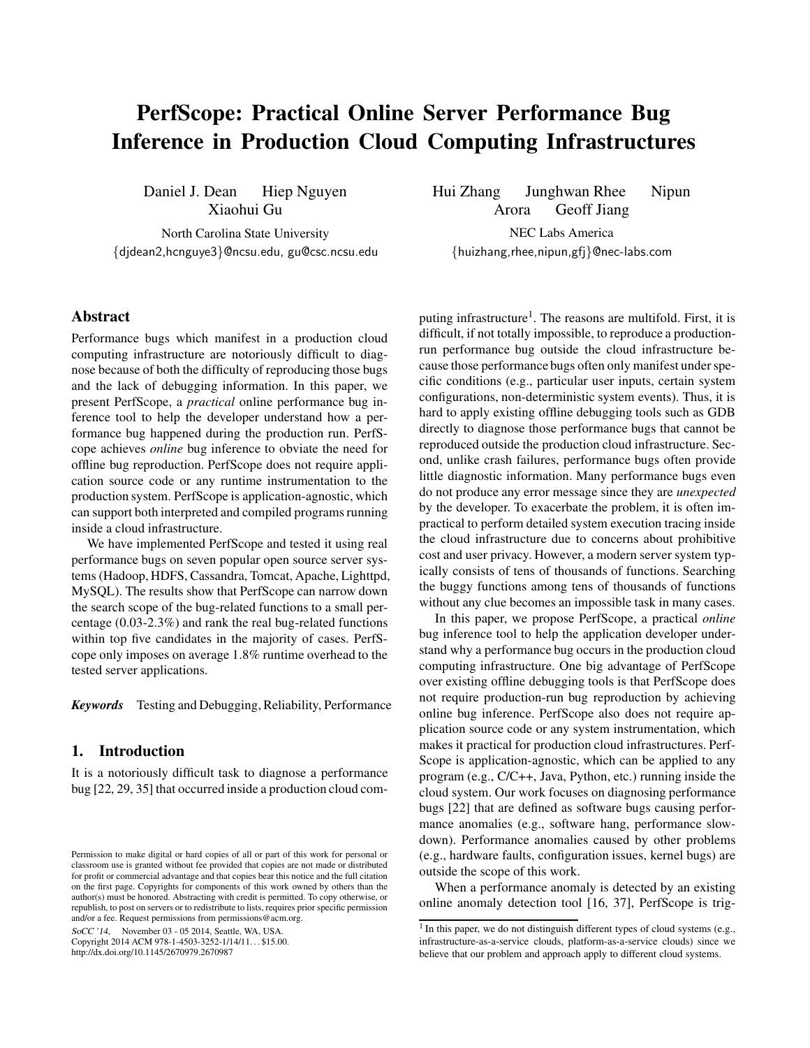# PerfScope: Practical Online Server Performance Bug Inference in Production Cloud Computing Infrastructures

Daniel J. Dean Hiep Nguyen Xiaohui Gu

North Carolina State University
{djdean2,hcnguye3}@ncsu.edu, gu@csc.ncsu.edu

Hui Zhang Junghwan Rhee Nipun Arora Geoff Jiang

NEC Labs America
{huizhang,rhee,nipun,gfj}@nec-labs.com

## Abstract

Performance bugs which manifest in a production cloud computing infrastructure are notoriously difficult to diagnose because of both the difficulty of reproducing those bugs and the lack of debugging information. In this paper, we present PerfScope, a *practical* online performance bug inference tool to help the developer understand how a performance bug happened during the production run. PerfScope achieves *online* bug inference to obviate the need for offline bug reproduction. PerfScope does not require application source code or any runtime instrumentation to the production system. PerfScope is application-agnostic, which can support both interpreted and compiled programs running inside a cloud infrastructure.

We have implemented PerfScope and tested it using real performance bugs on seven popular open source server systems (Hadoop, HDFS, Cassandra, Tomcat, Apache, Lighttpd, MySQL). The results show that PerfScope can narrow down the search scope of the bug-related functions to a small percentage (0.03-2.3%) and rank the real bug-related functions within top five candidates in the majority of cases. PerfScope only imposes on average 1.8% runtime overhead to the tested server applications.

***Keywords*** Testing and Debugging, Reliability, Performance

## 1. Introduction

It is a notoriously difficult task to diagnose a performance bug [22, 29, 35] that occurred inside a production cloud computing infrastructure[1]. The reasons are multifold. First, it is difficult, if not totally impossible, to reproduce a production-run performance bug outside the cloud infrastructure because those performance bugs often only manifest under specific conditions (e.g., particular user inputs, certain system configurations, non-deterministic system events). Thus, it is hard to apply existing offline debugging tools such as GDB directly to diagnose those performance bugs that cannot be reproduced outside the production cloud infrastructure. Second, unlike crash failures, performance bugs often provide little diagnostic information. Many performance bugs even do not produce any error message since they are *unexpected* by the developer. To exacerbate the problem, it is often impractical to perform detailed system execution tracing inside the cloud infrastructure due to concerns about prohibitive cost and user privacy. However, a modern server system typically consists of tens of thousands of functions. Searching the buggy functions among tens of thousands of functions without any clue becomes an impossible task in many cases.

In this paper, we propose PerfScope, a practical *online* bug inference tool to help the application developer understand why a performance bug occurs in the production cloud computing infrastructure. One big advantage of PerfScope over existing offline debugging tools is that PerfScope does not require production-run bug reproduction by achieving online bug inference. PerfScope also does not require application source code or any system instrumentation, which makes it practical for production cloud infrastructures. PerfScope is application-agnostic, which can be applied to any program (e.g., C/C++, Java, Python, etc.) running inside the cloud system. Our work focuses on diagnosing performance bugs [22] that are defined as software bugs causing performance anomalies (e.g., software hang, performance slowdown). Performance anomalies caused by other problems (e.g., hardware faults, configuration issues, kernel bugs) are outside the scope of this work.

When a performance anomaly is detected by an existing online anomaly detection tool [16, 37], PerfScope is trig-

[1] In this paper, we do not distinguish different types of cloud systems (e.g., infrastructure-as-a-service clouds, platform-as-a-service clouds) since we believe that our problem and approach apply to different cloud systems.

Permission to make digital or hard copies of all or part of this work for personal or classroom use is granted without fee provided that copies are not made or distributed for profit or commercial advantage and that copies bear this notice and the full citation on the first page. Copyrights for components of this work owned by others than the author(s) must be honored. Abstracting with credit is permitted. To copy otherwise, or republish, to post on servers or to redistribute to lists, requires prior specific permission and/or a fee. Request permissions from permissions@acm.org.

*SoCC '14*, November 03 - 05 2014, Seattle, WA, USA.
Copyright 2014 ACM 978-1-4503-3252-1/14/11... $15.00.
http://dx.doi.org/10.1145/2670979.2670987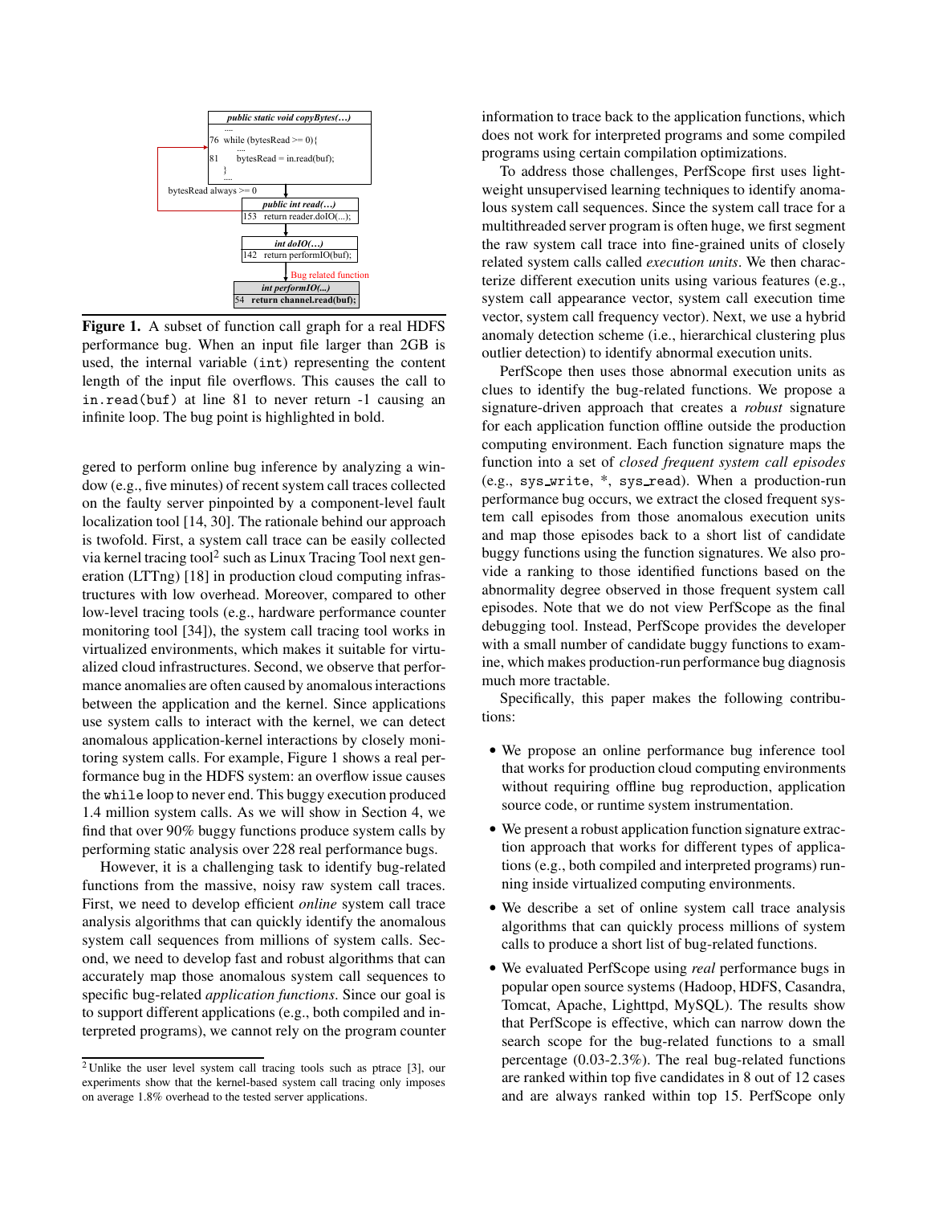Figure 1. A subset of function call graph for a real HDFS performance bug. When an input file larger than 2GB is used, the internal variable (int) representing the content length of the input file overflows. This causes the call to in.read(buf) at line 81 to never return -1 causing an infinite loop. The bug point is highlighted in bold.

gered to perform online bug inference by analyzing a window (e.g., five minutes) of recent system call traces collected on the faulty server pinpointed by a component-level fault localization tool [14, 30]. The rationale behind our approach is twofold. First, a system call trace can be easily collected via kernel tracing tool[2] such as Linux Tracing Tool next generation (LTTng) [18] in production cloud computing infrastructures with low overhead. Moreover, compared to other low-level tracing tools (e.g., hardware performance counter monitoring tool [34]), the system call tracing tool works in virtualized environments, which makes it suitable for virtualized cloud infrastructures. Second, we observe that performance anomalies are often caused by anomalous interactions between the application and the kernel. Since applications use system calls to interact with the kernel, we can detect anomalous application-kernel interactions by closely monitoring system calls. For example, Figure 1 shows a real performance bug in the HDFS system: an overflow issue causes the while loop to never end. This buggy execution produced 1.4 million system calls. As we will show in Section 4, we find that over 90% buggy functions produce system calls by performing static analysis over 228 real performance bugs.

However, it is a challenging task to identify bug-related functions from the massive, noisy raw system call traces. First, we need to develop efficient *online* system call trace analysis algorithms that can quickly identify the anomalous system call sequences from millions of system calls. Second, we need to develop fast and robust algorithms that can accurately map those anomalous system call sequences to specific bug-related *application functions*. Since our goal is to support different applications (e.g., both compiled and interpreted programs), we cannot rely on the program counter information to trace back to the application functions, which does not work for interpreted programs and some compiled programs using certain compilation optimizations.

To address those challenges, PerfScope first uses lightweight unsupervised learning techniques to identify anomalous system call sequences. Since the system call trace for a multithreaded server program is often huge, we first segment the raw system call trace into fine-grained units of closely related system calls called *execution units*. We then characterize different execution units using various features (e.g., system call appearance vector, system call execution time vector, system call frequency vector). Next, we use a hybrid anomaly detection scheme (i.e., hierarchical clustering plus outlier detection) to identify abnormal execution units.

PerfScope then uses those abnormal execution units as clues to identify the bug-related functions. We propose a signature-driven approach that creates a *robust* signature for each application function offline outside the production computing environment. Each function signature maps the function into a set of *closed frequent system call episodes* (e.g., sys_write, *, sys_read). When a production-run performance bug occurs, we extract the closed frequent system call episodes from those anomalous execution units and map those episodes back to a short list of candidate buggy functions using the function signatures. We also provide a ranking to those identified functions based on the abnormality degree observed in those frequent system call episodes. Note that we do not view PerfScope as the final debugging tool. Instead, PerfScope provides the developer with a small number of candidate buggy functions to examine, which makes production-run performance bug diagnosis much more tractable.

Specifically, this paper makes the following contributions:

- We propose an online performance bug inference tool that works for production cloud computing environments without requiring offline bug reproduction, application source code, or runtime system instrumentation.
- We present a robust application function signature extraction approach that works for different types of applications (e.g., both compiled and interpreted programs) running inside virtualized computing environments.
- We describe a set of online system call trace analysis algorithms that can quickly process millions of system calls to produce a short list of bug-related functions.
- We evaluated PerfScope using *real* performance bugs in popular open source systems (Hadoop, HDFS, Casandra, Tomcat, Apache, Lighttpd, MySQL). The results show that PerfScope is effective, which can narrow down the search scope for the bug-related functions to a small percentage (0.03-2.3%). The real bug-related functions are ranked within top five candidates in 8 out of 12 cases and are always ranked within top 15. PerfScope only

[2] Unlike the user level system call tracing tools such as ptrace [3], our experiments show that the kernel-based system call tracing only imposes on average 1.8% overhead to the tested server applications.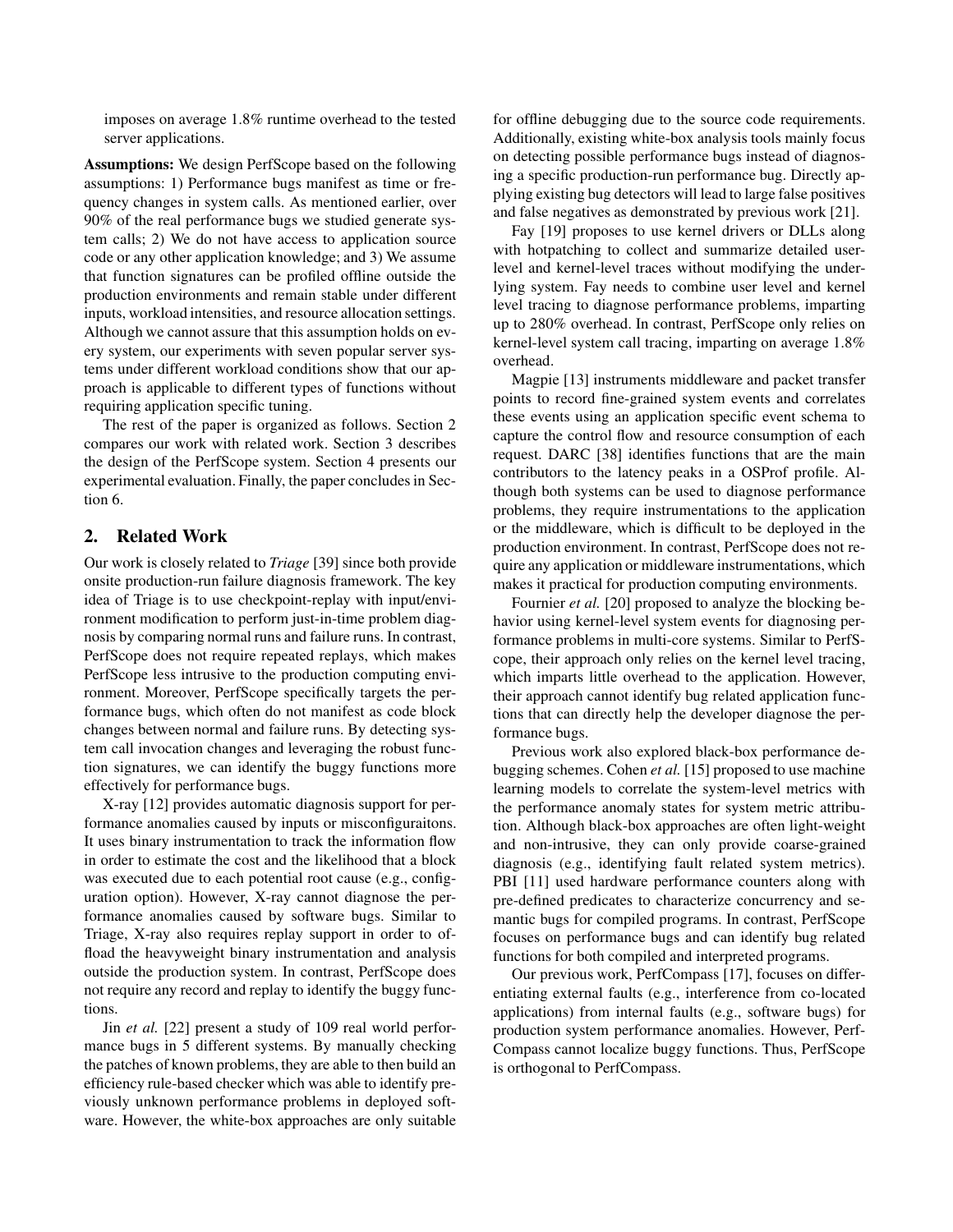imposes on average 1.8% runtime overhead to the tested server applications.

**Assumptions:** We design PerfScope based on the following assumptions: 1) Performance bugs manifest as time or frequency changes in system calls. As mentioned earlier, over 90% of the real performance bugs we studied generate system calls; 2) We do not have access to application source code or any other application knowledge; and 3) We assume that function signatures can be profiled offline outside the production environments and remain stable under different inputs, workload intensities, and resource allocation settings. Although we cannot assure that this assumption holds on every system, our experiments with seven popular server systems under different workload conditions show that our approach is applicable to different types of functions without requiring application specific tuning.

The rest of the paper is organized as follows. Section 2 compares our work with related work. Section 3 describes the design of the PerfScope system. Section 4 presents our experimental evaluation. Finally, the paper concludes in Section 6.

## 2. Related Work

Our work is closely related to *Triage* [39] since both provide onsite production-run failure diagnosis framework. The key idea of Triage is to use checkpoint-replay with input/environment modification to perform just-in-time problem diagnosis by comparing normal runs and failure runs. In contrast, PerfScope does not require repeated replays, which makes PerfScope less intrusive to the production computing environment. Moreover, PerfScope specifically targets the performance bugs, which often do not manifest as code block changes between normal and failure runs. By detecting system call invocation changes and leveraging the robust function signatures, we can identify the buggy functions more effectively for performance bugs.

X-ray [12] provides automatic diagnosis support for performance anomalies caused by inputs or misconfiguraitons. It uses binary instrumentation to track the information flow in order to estimate the cost and the likelihood that a block was executed due to each potential root cause (e.g., configuration option). However, X-ray cannot diagnose the performance anomalies caused by software bugs. Similar to Triage, X-ray also requires replay support in order to offload the heavyweight binary instrumentation and analysis outside the production system. In contrast, PerfScope does not require any record and replay to identify the buggy functions.

Jin *et al.* [22] present a study of 109 real world performance bugs in 5 different systems. By manually checking the patches of known problems, they are able to then build an efficiency rule-based checker which was able to identify previously unknown performance problems in deployed software. However, the white-box approaches are only suitable for offline debugging due to the source code requirements. Additionally, existing white-box analysis tools mainly focus on detecting possible performance bugs instead of diagnosing a specific production-run performance bug. Directly applying existing bug detectors will lead to large false positives and false negatives as demonstrated by previous work [21].

Fay [19] proposes to use kernel drivers or DLLs along with hotpatching to collect and summarize detailed user-level and kernel-level traces without modifying the underlying system. Fay needs to combine user level and kernel level tracing to diagnose performance problems, imparting up to 280% overhead. In contrast, PerfScope only relies on kernel-level system call tracing, imparting on average 1.8% overhead.

Magpie [13] instruments middleware and packet transfer points to record fine-grained system events and correlates these events using an application specific event schema to capture the control flow and resource consumption of each request. DARC [38] identifies functions that are the main contributors to the latency peaks in a OSProf profile. Although both systems can be used to diagnose performance problems, they require instrumentations to the application or the middleware, which is difficult to be deployed in the production environment. In contrast, PerfScope does not require any application or middleware instrumentations, which makes it practical for production computing environments.

Fournier *et al.* [20] proposed to analyze the blocking behavior using kernel-level system events for diagnosing performance problems in multi-core systems. Similar to PerfScope, their approach only relies on the kernel level tracing, which imparts little overhead to the application. However, their approach cannot identify bug related application functions that can directly help the developer diagnose the performance bugs.

Previous work also explored black-box performance debugging schemes. Cohen *et al.* [15] proposed to use machine learning models to correlate the system-level metrics with the performance anomaly states for system metric attribution. Although black-box approaches are often light-weight and non-intrusive, they can only provide coarse-grained diagnosis (e.g., identifying fault related system metrics). PBI [11] used hardware performance counters along with pre-defined predicates to characterize concurrency and semantic bugs for compiled programs. In contrast, PerfScope focuses on performance bugs and can identify bug related functions for both compiled and interpreted programs.

Our previous work, PerfCompass [17], focuses on differentiating external faults (e.g., interference from co-located applications) from internal faults (e.g., software bugs) for production system performance anomalies. However, PerfCompass cannot localize buggy functions. Thus, PerfScope is orthogonal to PerfCompass.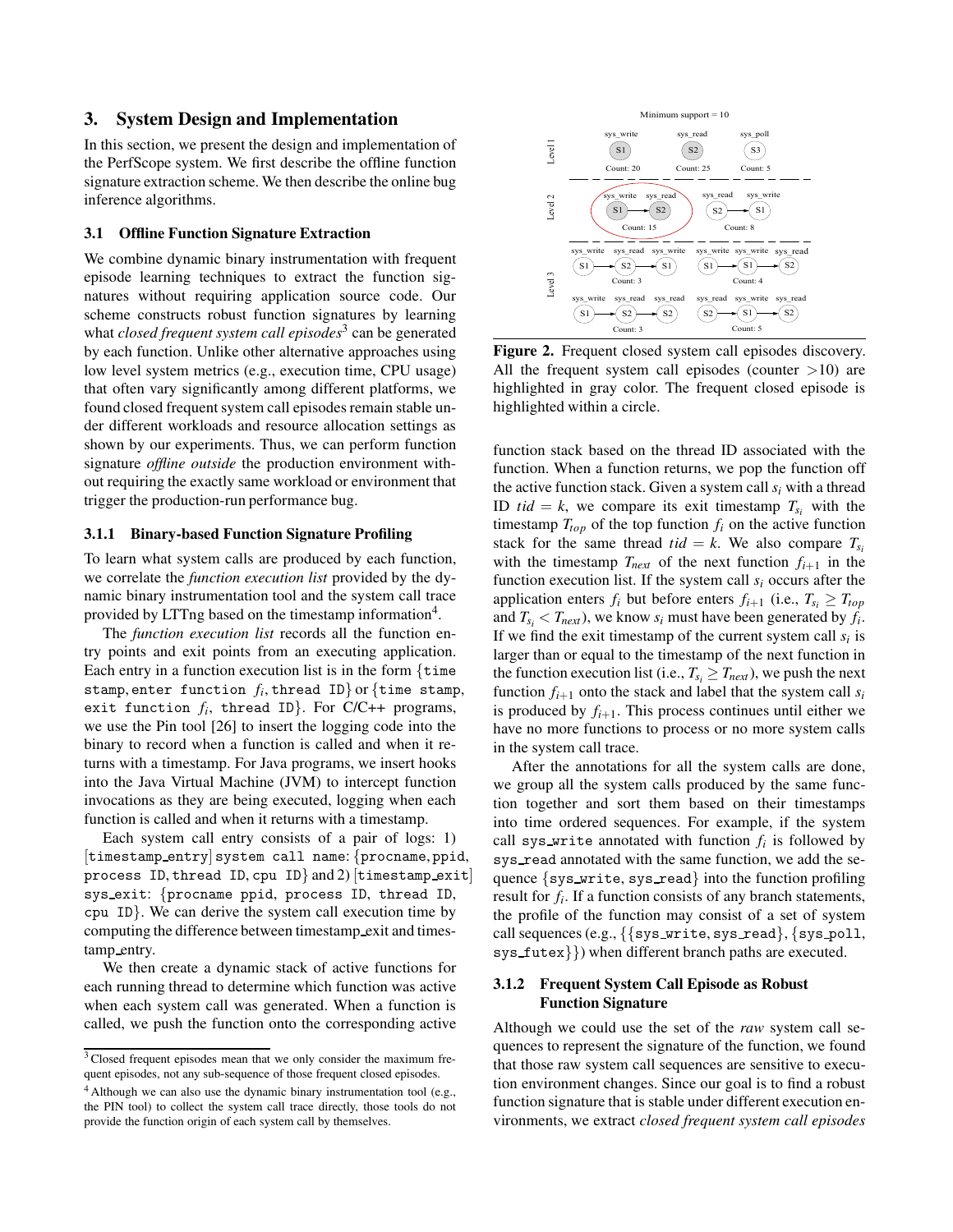## 3. System Design and Implementation

In this section, we present the design and implementation of the PerfScope system. We first describe the offline function signature extraction scheme. We then describe the online bug inference algorithms.

### 3.1 Offline Function Signature Extraction

We combine dynamic binary instrumentation with frequent episode learning techniques to extract the function signatures without requiring application source code. Our scheme constructs robust function signatures by learning what *closed frequent system call episodes*[3] can be generated by each function. Unlike other alternative approaches using low level system metrics (e.g., execution time, CPU usage) that often vary significantly among different platforms, we found closed frequent system call episodes remain stable under different workloads and resource allocation settings as shown by our experiments. Thus, we can perform function signature *offline outside* the production environment without requiring the exactly same workload or environment that trigger the production-run performance bug.

#### 3.1.1 Binary-based Function Signature Profiling

To learn what system calls are produced by each function, we correlate the *function execution list* provided by the dynamic binary instrumentation tool and the system call trace provided by LTTng based on the timestamp information[4].

The *function execution list* records all the function entry points and exit points from an executing application. Each entry in a function execution list is in the form {`time stamp`, `enter function` $f_i$, `thread ID`} or {`time stamp`, `exit function` $f_i$, `thread ID`}. For C/C++ programs, we use the Pin tool [26] to insert the logging code into the binary to record when a function is called and when it returns with a timestamp. For Java programs, we insert hooks into the Java Virtual Machine (JVM) to intercept function invocations as they are being executed, logging when each function is called and when it returns with a timestamp.

Each system call entry consists of a pair of logs: 1) [`timestamp_entry`] `system call name`: {`procname`, `ppid`, `process ID`, `thread ID`, `cpu ID`} and 2) [`timestamp_exit`] `sys_exit`: {`procname ppid`, `process ID`, `thread ID`, `cpu ID`}. We can derive the system call execution time by computing the difference between timestamp_exit and timestamp_entry.

We then create a dynamic stack of active functions for each running thread to determine which function was active when each system call was generated. When a function is called, we push the function onto the corresponding active function stack based on the thread ID associated with the function. When a function returns, we pop the function off the active function stack. Given a system call $s_i$ with a thread ID $tid = k$, we compare its exit timestamp $T_{s_i}$ with the timestamp $T_{top}$ of the top function $f_i$ on the active function stack for the same thread $tid = k$. We also compare $T_{s_i}$ with the timestamp $T_{next}$ of the next function $f_{i+1}$ in the function execution list. If the system call $s_i$ occurs after the application enters $f_i$ but before enters $f_{i+1}$ (i.e., $T_{s_i} \geq T_{top}$ and $T_{s_i} < T_{next}$), we know $s_i$ must have been generated by $f_i$. If we find the exit timestamp of the current system call $s_i$ is larger than or equal to the timestamp of the next function in the function execution list (i.e., $T_{s_i} \geq T_{next}$), we push the next function $f_{i+1}$ onto the stack and label that the system call $s_i$ is produced by $f_{i+1}$. This process continues until either we have no more functions to process or no more system calls in the system call trace.

After the annotations for all the system calls are done, we group all the system calls produced by the same function together and sort them based on their timestamps into time ordered sequences. For example, if the system call `sys_write` annotated with function $f_i$ is followed by `sys_read` annotated with the same function, we add the sequence {`sys_write`, `sys_read`} into the function profiling result for $f_i$. If a function consists of any branch statements, the profile of the function may consist of a set of system call sequences (e.g., {{`sys_write`, `sys_read`}, {`sys_poll`, `sys_futex`}}) when different branch paths are executed.

Figure 2. Frequent closed system call episodes discovery. All the frequent system call episodes (counter >10) are highlighted in gray color. The frequent closed episode is highlighted within a circle.

#### 3.1.2 Frequent System Call Episode as Robust Function Signature

Although we could use the set of the *raw* system call sequences to represent the signature of the function, we found that those raw system call sequences are sensitive to execution environment changes. Since our goal is to find a robust function signature that is stable under different execution environments, we extract *closed frequent system call episodes*

[3] Closed frequent episodes mean that we only consider the maximum frequent episodes, not any sub-sequence of those frequent closed episodes.

[4] Although we can also use the dynamic binary instrumentation tool (e.g., the PIN tool) to collect the system call trace directly, those tools do not provide the function origin of each system call by themselves.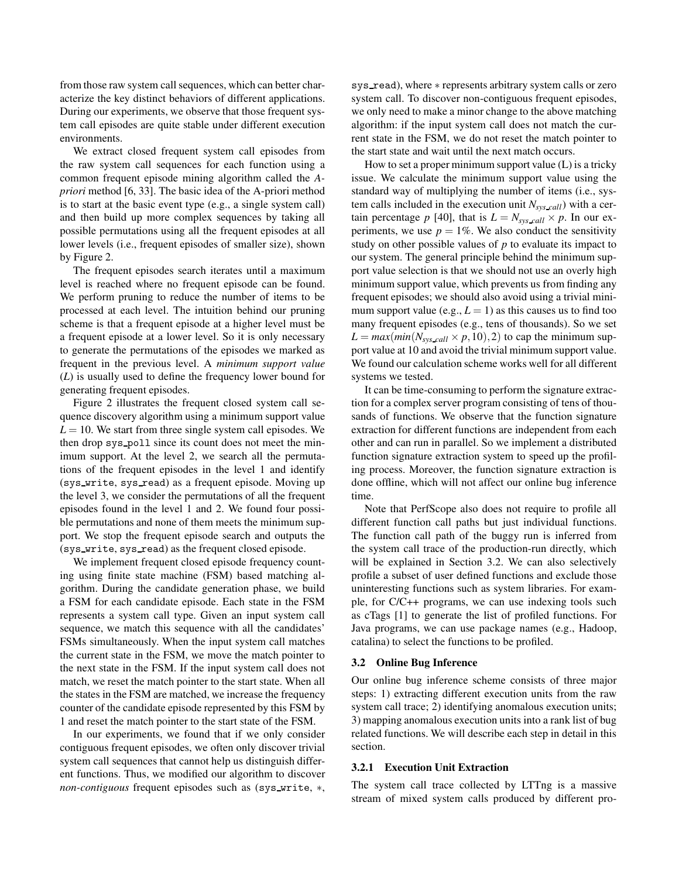from those raw system call sequences, which can better characterize the key distinct behaviors of different applications. During our experiments, we observe that those frequent system call episodes are quite stable under different execution environments.

We extract closed frequent system call episodes from the raw system call sequences for each function using a common frequent episode mining algorithm called the *A-priori* method [6, 33]. The basic idea of the A-priori method is to start at the basic event type (e.g., a single system call) and then build up more complex sequences by taking all possible permutations using all the frequent episodes at all lower levels (i.e., frequent episodes of smaller size), shown by Figure 2.

The frequent episodes search iterates until a maximum level is reached where no frequent episode can be found. We perform pruning to reduce the number of items to be processed at each level. The intuition behind our pruning scheme is that a frequent episode at a higher level must be a frequent episode at a lower level. So it is only necessary to generate the permutations of the episodes we marked as frequent in the previous level. A *minimum support value* (*L*) is usually used to define the frequency lower bound for generating frequent episodes.

Figure 2 illustrates the frequent closed system call sequence discovery algorithm using a minimum support value $L = 10$. We start from three single system call episodes. We then drop `sys_poll` since its count does not meet the minimum support. At the level 2, we search all the permutations of the frequent episodes in the level 1 and identify (`sys_write`, `sys_read`) as a frequent episode. Moving up the level 3, we consider the permutations of all the frequent episodes found in the level 1 and 2. We found four possible permutations and none of them meets the minimum support. We stop the frequent episode search and outputs the (`sys_write`, `sys_read`) as the frequent closed episode.

We implement frequent closed episode frequency counting using finite state machine (FSM) based matching algorithm. During the candidate generation phase, we build a FSM for each candidate episode. Each state in the FSM represents a system call type. Given an input system call sequence, we match this sequence with all the candidates' FSMs simultaneously. When the input system call matches the current state in the FSM, we move the match pointer to the next state in the FSM. If the input system call does not match, we reset the match pointer to the start state. When all the states in the FSM are matched, we increase the frequency counter of the candidate episode represented by this FSM by 1 and reset the match pointer to the start state of the FSM.

In our experiments, we found that if we only consider contiguous frequent episodes, we often only discover trivial system call sequences that cannot help us distinguish different functions. Thus, we modified our algorithm to discover *non-contiguous* frequent episodes such as (`sys_write`, $*$, `sys_read`), where $*$ represents arbitrary system calls or zero system call. To discover non-contiguous frequent episodes, we only need to make a minor change to the above matching algorithm: if the input system call does not match the current state in the FSM, we do not reset the match pointer to the start state and wait until the next match occurs.

How to set a proper minimum support value (L) is a tricky issue. We calculate the minimum support value using the standard way of multiplying the number of items (i.e., system calls included in the execution unit $N_{sys\_call}$) with a certain percentage $p$ [40], that is $L = N_{sys\_call} \times p$. In our experiments, we use $p = 1\%$. We also conduct the sensitivity study on other possible values of $p$ to evaluate its impact to our system. The general principle behind the minimum support value selection is that we should not use an overly high minimum support value, which prevents us from finding any frequent episodes; we should also avoid using a trivial minimum support value (e.g., $L = 1$) as this causes us to find too many frequent episodes (e.g., tens of thousands). So we set $L = max(min(N_{sys\_call} \times p, 10), 2)$ to cap the minimum support value at 10 and avoid the trivial minimum support value. We found our calculation scheme works well for all different systems we tested.

It can be time-consuming to perform the signature extraction for a complex server program consisting of tens of thousands of functions. We observe that the function signature extraction for different functions are independent from each other and can run in parallel. So we implement a distributed function signature extraction system to speed up the profiling process. Moreover, the function signature extraction is done offline, which will not affect our online bug inference time.

Note that PerfScope also does not require to profile all different function call paths but just individual functions. The function call path of the buggy run is inferred from the system call trace of the production-run directly, which will be explained in Section 3.2. We can also selectively profile a subset of user defined functions and exclude those uninteresting functions such as system libraries. For example, for C/C++ programs, we can use indexing tools such as cTags [1] to generate the list of profiled functions. For Java programs, we can use package names (e.g., Hadoop, catalina) to select the functions to be profiled.

### 3.2 Online Bug Inference

Our online bug inference scheme consists of three major steps: 1) extracting different execution units from the raw system call trace; 2) identifying anomalous execution units; 3) mapping anomalous execution units into a rank list of bug related functions. We will describe each step in detail in this section.

#### 3.2.1 Execution Unit Extraction

The system call trace collected by LTTng is a massive stream of mixed system calls produced by different pro-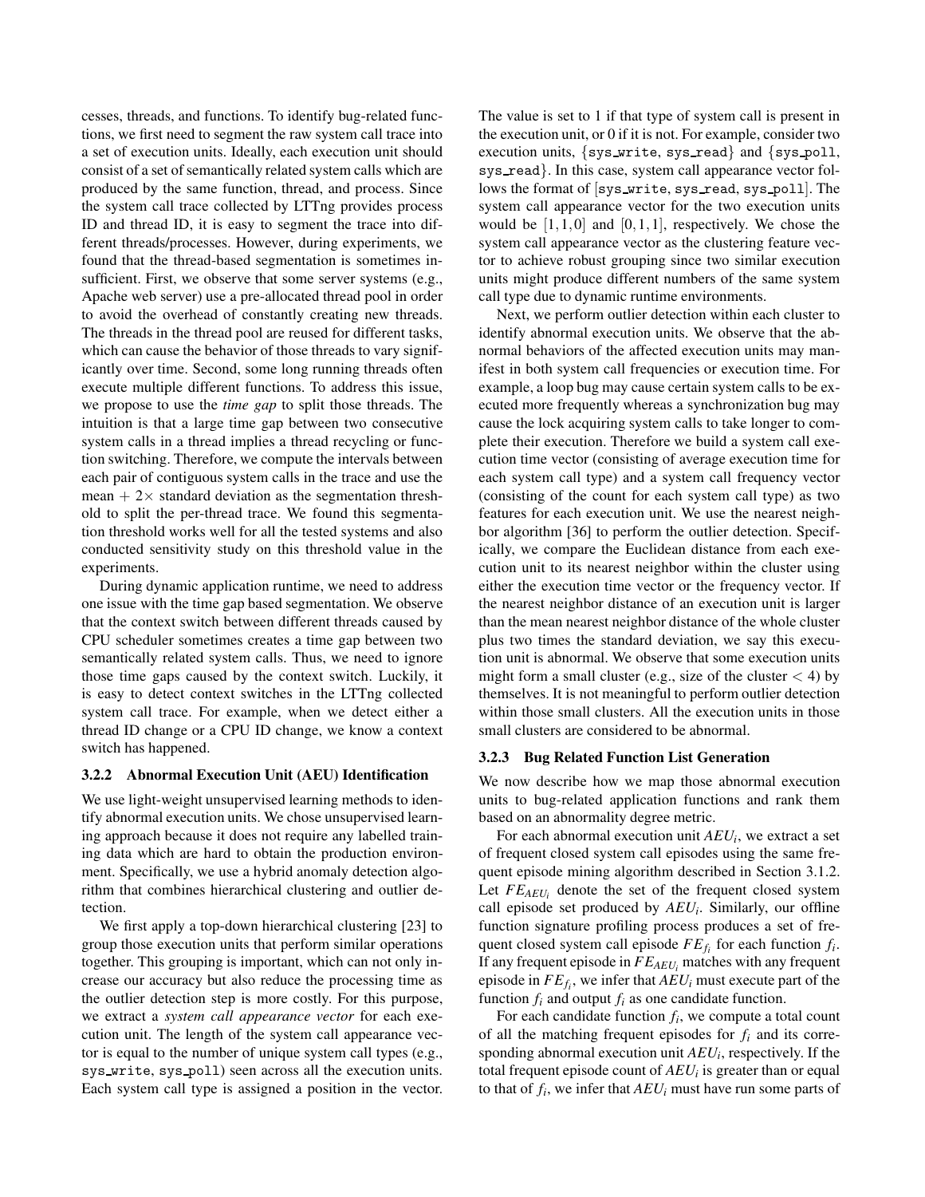cesses, threads, and functions. To identify bug-related functions, we first need to segment the raw system call trace into a set of execution units. Ideally, each execution unit should consist of a set of semantically related system calls which are produced by the same function, thread, and process. Since the system call trace collected by LTTng provides process ID and thread ID, it is easy to segment the trace into different threads/processes. However, during experiments, we found that the thread-based segmentation is sometimes insufficient. First, we observe that some server systems (e.g., Apache web server) use a pre-allocated thread pool in order to avoid the overhead of constantly creating new threads. The threads in the thread pool are reused for different tasks, which can cause the behavior of those threads to vary significantly over time. Second, some long running threads often execute multiple different functions. To address this issue, we propose to use the *time gap* to split those threads. The intuition is that a large time gap between two consecutive system calls in a thread implies a thread recycling or function switching. Therefore, we compute the intervals between each pair of contiguous system calls in the trace and use the mean + 2× standard deviation as the segmentation threshold to split the per-thread trace. We found this segmentation threshold works well for all the tested systems and also conducted sensitivity study on this threshold value in the experiments.

During dynamic application runtime, we need to address one issue with the time gap based segmentation. We observe that the context switch between different threads caused by CPU scheduler sometimes creates a time gap between two semantically related system calls. Thus, we need to ignore those time gaps caused by the context switch. Luckily, it is easy to detect context switches in the LTTng collected system call trace. For example, when we detect either a thread ID change or a CPU ID change, we know a context switch has happened.

#### 3.2.2 Abnormal Execution Unit (AEU) Identification

We use light-weight unsupervised learning methods to identify abnormal execution units. We chose unsupervised learning approach because it does not require any labelled training data which are hard to obtain the production environment. Specifically, we use a hybrid anomaly detection algorithm that combines hierarchical clustering and outlier detection.

We first apply a top-down hierarchical clustering [23] to group those execution units that perform similar operations together. This grouping is important, which can not only increase our accuracy but also reduce the processing time as the outlier detection step is more costly. For this purpose, we extract a *system call appearance vector* for each execution unit. The length of the system call appearance vector is equal to the number of unique system call types (e.g., sys_write, sys_poll) seen across all the execution units. Each system call type is assigned a position in the vector. The value is set to 1 if that type of system call is present in the execution unit, or 0 if it is not. For example, consider two execution units, {sys_write, sys_read} and {sys_poll, sys_read}. In this case, system call appearance vector follows the format of [sys_write, sys_read, sys_poll]. The system call appearance vector for the two execution units would be $[1,1,0]$ and $[0,1,1]$, respectively. We chose the system call appearance vector as the clustering feature vector to achieve robust grouping since two similar execution units might produce different numbers of the same system call type due to dynamic runtime environments.

Next, we perform outlier detection within each cluster to identify abnormal execution units. We observe that the abnormal behaviors of the affected execution units may manifest in both system call frequencies or execution time. For example, a loop bug may cause certain system calls to be executed more frequently whereas a synchronization bug may cause the lock acquiring system calls to take longer to complete their execution. Therefore we build a system call execution time vector (consisting of average execution time for each system call type) and a system call frequency vector (consisting of the count for each system call type) as two features for each execution unit. We use the nearest neighbor algorithm [36] to perform the outlier detection. Specifically, we compare the Euclidean distance from each execution unit to its nearest neighbor within the cluster using either the execution time vector or the frequency vector. If the nearest neighbor distance of an execution unit is larger than the mean nearest neighbor distance of the whole cluster plus two times the standard deviation, we say this execution unit is abnormal. We observe that some execution units might form a small cluster (e.g., size of the cluster $< 4$) by themselves. It is not meaningful to perform outlier detection within those small clusters. All the execution units in those small clusters are considered to be abnormal.

#### 3.2.3 Bug Related Function List Generation

We now describe how we map those abnormal execution units to bug-related application functions and rank them based on an abnormality degree metric.

For each abnormal execution unit $AEU_i$, we extract a set of frequent closed system call episodes using the same frequent episode mining algorithm described in Section 3.1.2. Let $FE_{AEU_i}$ denote the set of the frequent closed system call episode set produced by $AEU_i$. Similarly, our offline function signature profiling process produces a set of frequent closed system call episode $FE_{f_i}$ for each function $f_i$. If any frequent episode in $FE_{AEU_i}$ matches with any frequent episode in $FE_{f_i}$, we infer that $AEU_i$ must execute part of the function $f_i$ and output $f_i$ as one candidate function.

For each candidate function $f_i$, we compute a total count of all the matching frequent episodes for $f_i$ and its corresponding abnormal execution unit $AEU_i$, respectively. If the total frequent episode count of $AEU_i$ is greater than or equal to that of $f_i$, we infer that $AEU_i$ must have run some parts of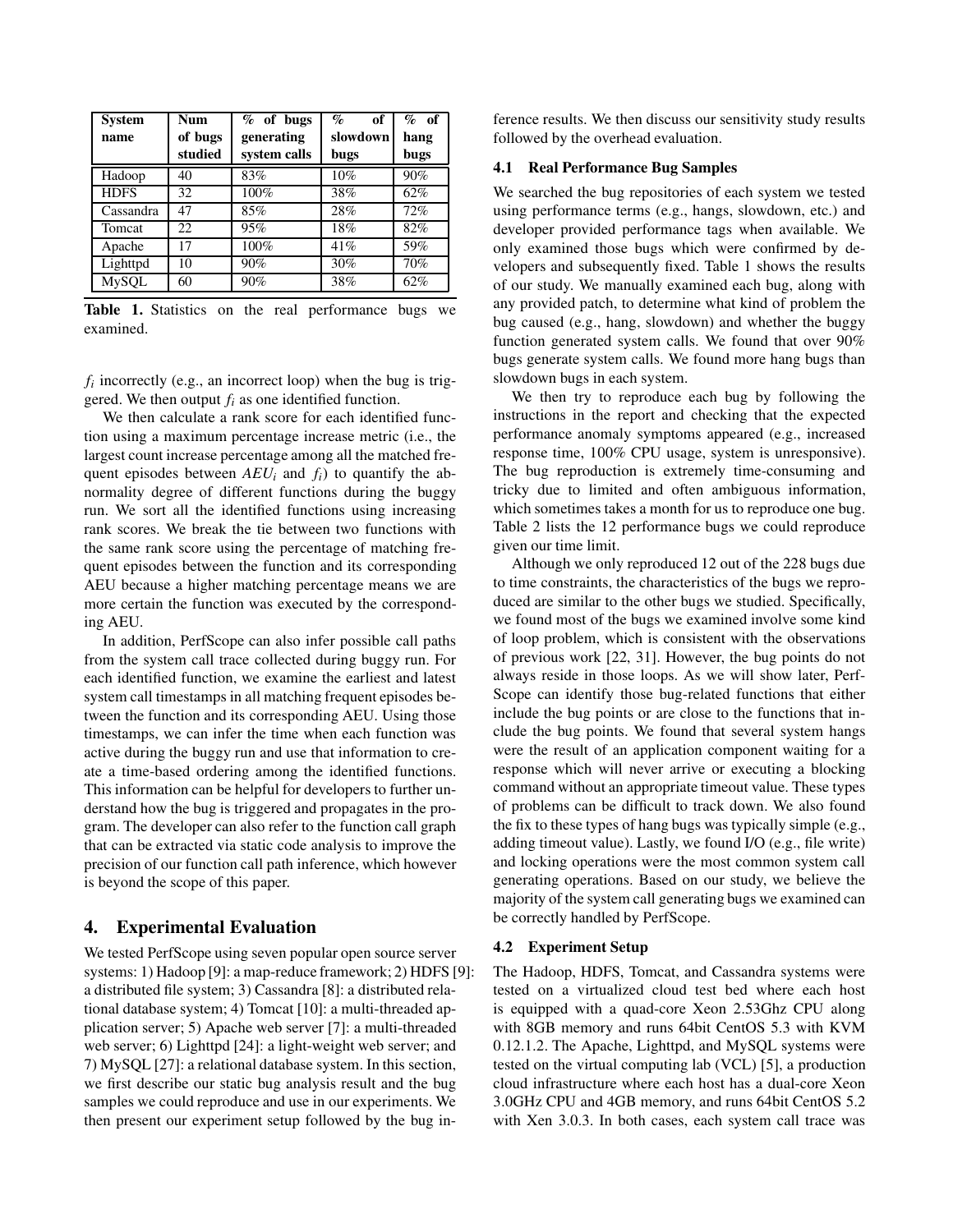| System name | Num of bugs studied | % of bugs generating system calls | % of slowdown bugs | % of hang bugs |
|---|---|---|---|---|
| Hadoop | 40 | 83% | 10% | 90% |
| HDFS | 32 | 100% | 38% | 62% |
| Cassandra | 47 | 85% | 28% | 72% |
| Tomcat | 22 | 95% | 18% | 82% |
| Apache | 17 | 100% | 41% | 59% |
| Lighttpd | 10 | 90% | 30% | 70% |
| MySQL | 60 | 90% | 38% | 62% |

**Table 1.** Statistics on the real performance bugs we examined.

$f_i$ incorrectly (e.g., an incorrect loop) when the bug is triggered. We then output $f_i$ as one identified function.

We then calculate a rank score for each identified function using a maximum percentage increase metric (i.e., the largest count increase percentage among all the matched frequent episodes between $AEU_i$ and $f_i$) to quantify the abnormality degree of different functions during the buggy run. We sort all the identified functions using increasing rank scores. We break the tie between two functions with the same rank score using the percentage of matching frequent episodes between the function and its corresponding AEU because a higher matching percentage means we are more certain the function was executed by the corresponding AEU.

In addition, PerfScope can also infer possible call paths from the system call trace collected during buggy run. For each identified function, we examine the earliest and latest system call timestamps in all matching frequent episodes between the function and its corresponding AEU. Using those timestamps, we can infer the time when each function was active during the buggy run and use that information to create a time-based ordering among the identified functions. This information can be helpful for developers to further understand how the bug is triggered and propagates in the program. The developer can also refer to the function call graph that can be extracted via static code analysis to improve the precision of our function call path inference, which however is beyond the scope of this paper.

## 4. Experimental Evaluation

We tested PerfScope using seven popular open source server systems: 1) Hadoop [9]: a map-reduce framework; 2) HDFS [9]: a distributed file system; 3) Cassandra [8]: a distributed relational database system; 4) Tomcat [10]: a multi-threaded application server; 5) Apache web server [7]: a multi-threaded web server; 6) Lighttpd [24]: a light-weight web server; and 7) MySQL [27]: a relational database system. In this section, we first describe our static bug analysis result and the bug samples we could reproduce and use in our experiments. We then present our experiment setup followed by the bug inference results. We then discuss our sensitivity study results followed by the overhead evaluation.

### 4.1 Real Performance Bug Samples

We searched the bug repositories of each system we tested using performance terms (e.g., hangs, slowdown, etc.) and developer provided performance tags when available. We only examined those bugs which were confirmed by developers and subsequently fixed. Table 1 shows the results of our study. We manually examined each bug, along with any provided patch, to determine what kind of problem the bug caused (e.g., hang, slowdown) and whether the buggy function generated system calls. We found that over 90% bugs generate system calls. We found more hang bugs than slowdown bugs in each system.

We then try to reproduce each bug by following the instructions in the report and checking that the expected performance anomaly symptoms appeared (e.g., increased response time, 100% CPU usage, system is unresponsive). The bug reproduction is extremely time-consuming and tricky due to limited and often ambiguous information, which sometimes takes a month for us to reproduce one bug. Table 2 lists the 12 performance bugs we could reproduce given our time limit.

Although we only reproduced 12 out of the 228 bugs due to time constraints, the characteristics of the bugs we reproduced are similar to the other bugs we studied. Specifically, we found most of the bugs we examined involve some kind of loop problem, which is consistent with the observations of previous work [22, 31]. However, the bug points do not always reside in those loops. As we will show later, PerfScope can identify those bug-related functions that either include the bug points or are close to the functions that include the bug points. We found that several system hangs were the result of an application component waiting for a response which will never arrive or executing a blocking command without an appropriate timeout value. These types of problems can be difficult to track down. We also found the fix to these types of hang bugs was typically simple (e.g., adding timeout value). Lastly, we found I/O (e.g., file write) and locking operations were the most common system call generating operations. Based on our study, we believe the majority of the system call generating bugs we examined can be correctly handled by PerfScope.

### 4.2 Experiment Setup

The Hadoop, HDFS, Tomcat, and Cassandra systems were tested on a virtualized cloud test bed where each host is equipped with a quad-core Xeon 2.53Ghz CPU along with 8GB memory and runs 64bit CentOS 5.3 with KVM 0.12.1.2. The Apache, Lighttpd, and MySQL systems were tested on the virtual computing lab (VCL) [5], a production cloud infrastructure where each host has a dual-core Xeon 3.0GHz CPU and 4GB memory, and runs 64bit CentOS 5.2 with Xen 3.0.3. In both cases, each system call trace was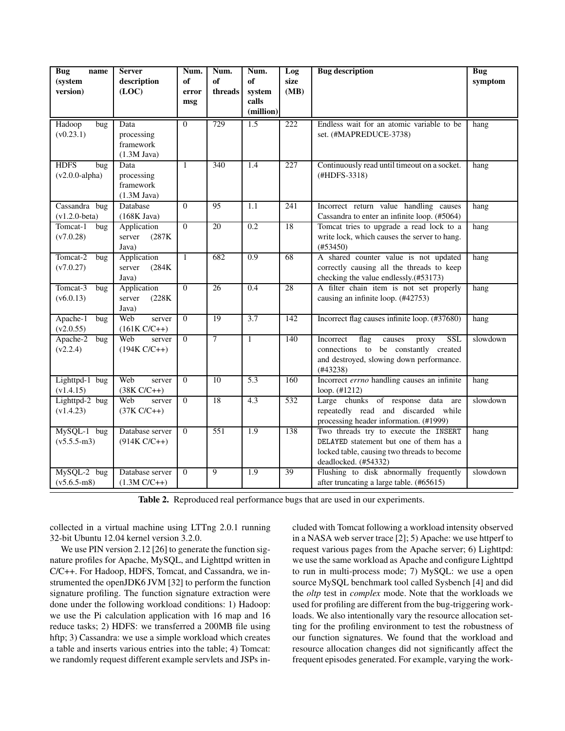| Bug name (system version) | Server description (LOC) | Num. of error msg | Num. of threads | Num. of system calls (million) | Log size (MB) | Bug description | Bug symptom |
|---|---|---|---|---|---|---|---|
| Hadoop bug (v0.23.1) | Data processing framework (1.3M Java) | 0 | 729 | 1.5 | 222 | Endless wait for an atomic variable to be set. (#MAPREDUCE-3738) | hang |
| HDFS bug (v2.0.0-alpha) | Data processing framework (1.3M Java) | 1 | 340 | 1.4 | 227 | Continuously read until timeout on a socket. (#HDFS-3318) | hang |
| Cassandra bug (v1.2.0-beta) | Database (168K Java) | 0 | 95 | 1.1 | 241 | Incorrect return value handling causes Cassandra to enter an infinite loop. (#5064) | hang |
| Tomcat-1 bug (v7.0.28) | Application server (287K Java) | 0 | 20 | 0.2 | 18 | Tomcat tries to upgrade a read lock to a write lock, which causes the server to hang. (#53450) | hang |
| Tomcat-2 bug (v7.0.27) | Application server (284K Java) | 1 | 682 | 0.9 | 68 | A shared counter value is not updated correctly causing all the threads to keep checking the value endlessly.(#53173) | hang |
| Tomcat-3 bug (v6.0.13) | Application server (228K Java) | 0 | 26 | 0.4 | 28 | A filter chain item is not set properly causing an infinite loop. (#42753) | hang |
| Apache-1 bug (v2.0.55) | Web server (161K C/C++) | 0 | 19 | 3.7 | 142 | Incorrect flag causes infinite loop. (#37680) | hang |
| Apache-2 bug (v2.2.4) | Web server (194K C/C++) | 0 | 7 | 1 | 140 | Incorrect flag causes proxy SSL connections to be constantly created and destroyed, slowing down performance. (#43238) | slowdown |
| Lighttpd-1 bug (v1.4.15) | Web server (38K C/C++) | 0 | 10 | 5.3 | 160 | Incorrect *errno* handling causes an infinite loop. (#1212) | hang |
| Lighttpd-2 bug (v1.4.23) | Web server (37K C/C++) | 0 | 18 | 4.3 | 532 | Large chunks of response data are repeatedly read and discarded while processing header information. (#1999) | slowdown |
| MySQL-1 bug (v5.5.5-m3) | Database server (914K C/C++) | 0 | 551 | 1.9 | 138 | Two threads try to execute the `INSERT DELAYED` statement but one of them has a locked table, causing two threads to become deadlocked. (#54332) | hang |
| MySQL-2 bug (v5.6.5-m8) | Database server (1.3M C/C++) | 0 | 9 | 1.9 | 39 | Flushing to disk abnormally frequently after truncating a large table. (#65615) | slowdown |

**Table 2.** Reproduced real performance bugs that are used in our experiments.

collected in a virtual machine using LTTng 2.0.1 running 32-bit Ubuntu 12.04 kernel version 3.2.0.

We use PIN version 2.12 [26] to generate the function signature profiles for Apache, MySQL, and Lighttpd written in C/C++. For Hadoop, HDFS, Tomcat, and Cassandra, we instrumented the openJDK6 JVM [32] to perform the function signature profiling. The function signature extraction were done under the following workload conditions: 1) Hadoop: we use the Pi calculation application with 16 map and 16 reduce tasks; 2) HDFS: we transferred a 200MB file using hftp; 3) Cassandra: we use a simple workload which creates a table and inserts various entries into the table; 4) Tomcat: we randomly request different example servlets and JSPs included with Tomcat following a workload intensity observed in a NASA web server trace [2]; 5) Apache: we use httperf to request various pages from the Apache server; 6) Lighttpd: we use the same workload as Apache and configure Lighttpd to run in multi-process mode; 7) MySQL: we use a open source MySQL benchmark tool called Sysbench [4] and did the *oltp* test in *complex* mode. Note that the workloads we used for profiling are different from the bug-triggering workloads. We also intentionally vary the resource allocation setting for the profiling environment to test the robustness of our function signatures. We found that the workload and resource allocation changes did not significantly affect the frequent episodes generated. For example, varying the work-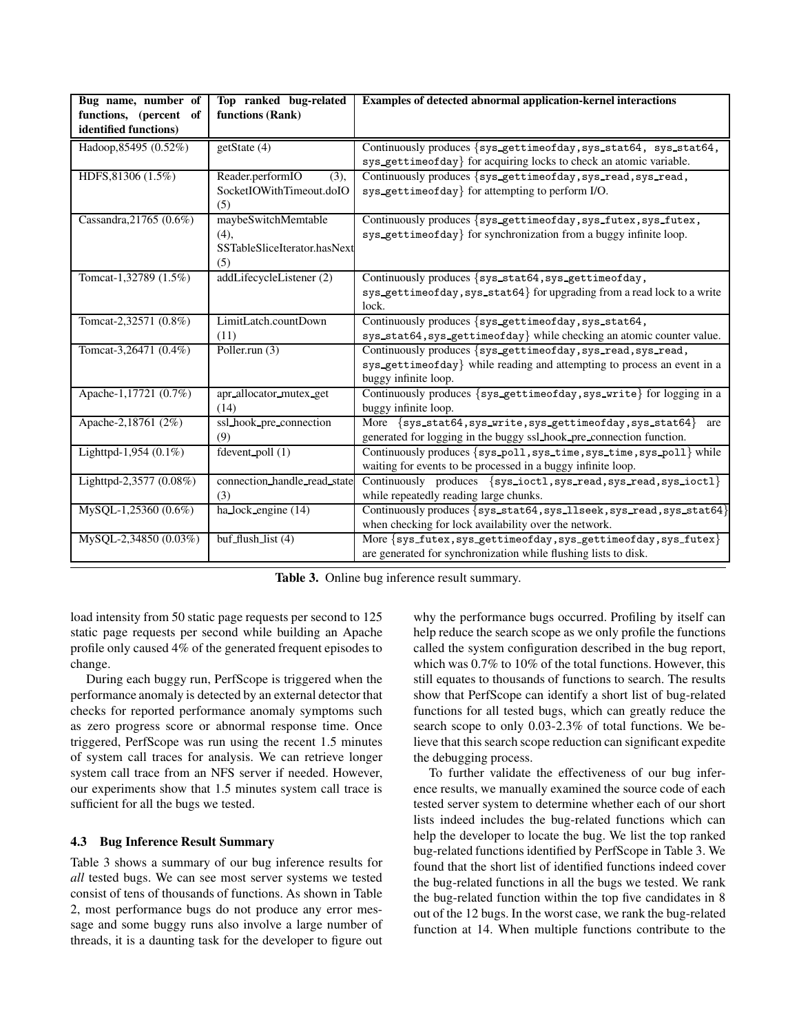| Bug name, number of functions, (percent of identified functions) | Top ranked bug-related functions (Rank) | Examples of detected abnormal application-kernel interactions |
| --- | --- | --- |
| Hadoop,85495 (0.52%) | getState (4) | Continuously produces {sys_gettimeofday,sys_stat64, sys_stat64, sys_gettimeofday} for acquiring locks to check an atomic variable. |
| HDFS,81306 (1.5%) | Reader.performIO (3), SocketIOWithTimeout.doIO (5) | Continuously produces {sys_gettimeofday,sys_read,sys_read, sys_gettimeofday} for attempting to perform I/O. |
| Cassandra,21765 (0.6%) | maybeSwitchMemtable (4), SSTableSliceIterator.hasNext (5) | Continuously produces {sys_gettimeofday,sys_futex,sys_futex, sys_gettimeofday} for synchronization from a buggy infinite loop. |
| Tomcat-1,32789 (1.5%) | addLifecycleListener (2) | Continuously produces {sys_stat64,sys_gettimeofday, sys_gettimeofday,sys_stat64} for upgrading from a read lock to a write lock. |
| Tomcat-2,32571 (0.8%) | LimitLatch.countDown (11) | Continuously produces {sys_gettimeofday,sys_stat64, sys_stat64,sys_gettimeofday} while checking an atomic counter value. |
| Tomcat-3,26471 (0.4%) | Poller.run (3) | Continuously produces {sys_gettimeofday,sys_read,sys_read, sys_gettimeofday} while reading and attempting to process an event in a buggy infinite loop. |
| Apache-1,17721 (0.7%) | apr_allocator_mutex_get (14) | Continuously produces {sys_gettimeofday,sys_write} for logging in a buggy infinite loop. |
| Apache-2,18761 (2%) | ssl_hook_pre_connection (9) | More {sys_stat64,sys_write,sys_gettimeofday,sys_stat64} are generated for logging in the buggy ssl_hook_pre_connection function. |
| Lighttpd-1,954 (0.1%) | fdevent_poll (1) | Continuously produces {sys_poll,sys_time,sys_time,sys_poll} while waiting for events to be processed in a buggy infinite loop. |
| Lighttpd-2,3577 (0.08%) | connection_handle_read_state (3) | Continuously produces {sys_ioctl,sys_read,sys_read,sys_ioctl} while repeatedly reading large chunks. |
| MySQL-1,25360 (0.6%) | ha_lock_engine (14) | Continuously produces {sys_stat64,sys_llseek,sys_read,sys_stat64} when checking for lock availability over the network. |
| MySQL-2,34850 (0.03%) | buf_flush_list (4) | More {sys_futex,sys_gettimeofday,sys_gettimeofday,sys_futex} are generated for synchronization while flushing lists to disk. |

**Table 3.** Online bug inference result summary.

load intensity from 50 static page requests per second to 125 static page requests per second while building an Apache profile only caused 4% of the generated frequent episodes to change.

During each buggy run, PerfScope is triggered when the performance anomaly is detected by an external detector that checks for reported performance anomaly symptoms such as zero progress score or abnormal response time. Once triggered, PerfScope was run using the recent 1.5 minutes of system call traces for analysis. We can retrieve longer system call trace from an NFS server if needed. However, our experiments show that 1.5 minutes system call trace is sufficient for all the bugs we tested.

### 4.3 Bug Inference Result Summary

Table 3 shows a summary of our bug inference results for *all* tested bugs. We can see most server systems we tested consist of tens of thousands of functions. As shown in Table 2, most performance bugs do not produce any error message and some buggy runs also involve a large number of threads, it is a daunting task for the developer to figure out why the performance bugs occurred. Profiling by itself can help reduce the search scope as we only profile the functions called the system configuration described in the bug report, which was 0.7% to 10% of the total functions. However, this still equates to thousands of functions to search. The results show that PerfScope can identify a short list of bug-related functions for all tested bugs, which can greatly reduce the search scope to only 0.03-2.3% of total functions. We believe that this search scope reduction can significant expedite the debugging process.

To further validate the effectiveness of our bug inference results, we manually examined the source code of each tested server system to determine whether each of our short lists indeed includes the bug-related functions which can help the developer to locate the bug. We list the top ranked bug-related functions identified by PerfScope in Table 3. We found that the short list of identified functions indeed cover the bug-related functions in all the bugs we tested. We rank the bug-related function within the top five candidates in 8 out of the 12 bugs. In the worst case, we rank the bug-related function at 14. When multiple functions contribute to the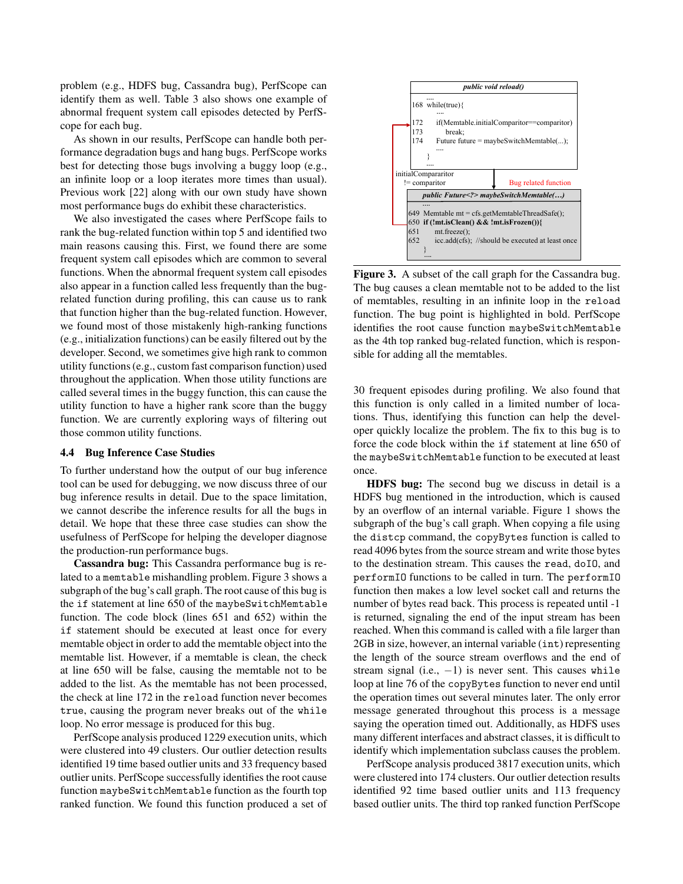problem (e.g., HDFS bug, Cassandra bug), PerfScope can identify them as well. Table 3 also shows one example of abnormal frequent system call episodes detected by PerfScope for each bug.

As shown in our results, PerfScope can handle both performance degradation bugs and hang bugs. PerfScope works best for detecting those bugs involving a buggy loop (e.g., an infinite loop or a loop iterates more times than usual). Previous work [22] along with our own study have shown most performance bugs do exhibit these characteristics.

We also investigated the cases where PerfScope fails to rank the bug-related function within top 5 and identified two main reasons causing this. First, we found there are some frequent system call episodes which are common to several functions. When the abnormal frequent system call episodes also appear in a function called less frequently than the bug-related function during profiling, this can cause us to rank that function higher than the bug-related function. However, we found most of those mistakenly high-ranking functions (e.g., initialization functions) can be easily filtered out by the developer. Second, we sometimes give high rank to common utility functions (e.g., custom fast comparison function) used throughout the application. When those utility functions are called several times in the buggy function, this can cause the utility function to have a higher rank score than the buggy function. We are currently exploring ways of filtering out those common utility functions.

### 4.4 Bug Inference Case Studies

To further understand how the output of our bug inference tool can be used for debugging, we now discuss three of our bug inference results in detail. Due to the space limitation, we cannot describe the inference results for all the bugs in detail. We hope that these three case studies can show the usefulness of PerfScope for helping the developer diagnose the production-run performance bugs.

**Cassandra bug:** This Cassandra performance bug is related to a `memtable` mishandling problem. Figure 3 shows a subgraph of the bug's call graph. The root cause of this bug is the `if` statement at line 650 of the `maybeSwitchMemtable` function. The code block (lines 651 and 652) within the `if` statement should be executed at least once for every memtable object in order to add the memtable object into the memtable list. However, if a memtable is clean, the check at line 650 will be false, causing the memtable not to be added to the list. As the memtable has not been processed, the check at line 172 in the `reload` function never becomes `true`, causing the program never breaks out of the `while` loop. No error message is produced for this bug.

PerfScope analysis produced 1229 execution units, which were clustered into 49 clusters. Our outlier detection results identified 19 time based outlier units and 33 frequency based outlier units. PerfScope successfully identifies the root cause function `maybeSwitchMemtable` function as the fourth top ranked function. We found this function produced a set of

```
public void reload()
   ....
168 while(true){
       ....
172     if(Memtable.initialComparitor==comparitor)
173         break;
174     Future future = maybeSwitchMemtable(...);
       ....
    }
   ....

initialCompararitor != comparitor                Bug related function

public Future<?> maybeSwitchMemtable(...)
   ....
649 Memtable mt = cfs.getMemtableThreadSafe();
650 if (!mt.isClean() && !mt.isFrozen()){
651     mt.freeze();
652     icc.add(cfs); //should be executed at least once
    }
   ....
```

**Figure 3.** A subset of the call graph for the Cassandra bug. The bug causes a clean memtable not to be added to the list of memtables, resulting in an infinite loop in the `reload` function. The bug point is highlighted in bold. PerfScope identifies the root cause function `maybeSwitchMemtable` as the 4th top ranked bug-related function, which is responsible for adding all the memtables.

30 frequent episodes during profiling. We also found that this function is only called in a limited number of locations. Thus, identifying this function can help the developer quickly localize the problem. The fix to this bug is to force the code block within the `if` statement at line 650 of the `maybeSwitchMemtable` function to be executed at least once.

**HDFS bug:** The second bug we discuss in detail is a HDFS bug mentioned in the introduction, which is caused by an overflow of an internal variable. Figure 1 shows the subgraph of the bug's call graph. When copying a file using the `distcp` command, the `copyBytes` function is called to read 4096 bytes from the source stream and write those bytes to the destination stream. This causes the `read`, `doIO`, and `performIO` functions to be called in turn. The `performIO` function then makes a low level socket call and returns the number of bytes read back. This process is repeated until -1 is returned, signaling the end of the input stream has been reached. When this command is called with a file larger than 2GB in size, however, an internal variable (`int`) representing the length of the source stream overflows and the end of stream signal (i.e., $-1$) is never sent. This causes `while` loop at line 76 of the `copyBytes` function to never end until the operation times out several minutes later. The only error message generated throughout this process is a message saying the operation timed out. Additionally, as HDFS uses many different interfaces and abstract classes, it is difficult to identify which implementation subclass causes the problem.

PerfScope analysis produced 3817 execution units, which were clustered into 174 clusters. Our outlier detection results identified 92 time based outlier units and 113 frequency based outlier units. The third top ranked function PerfScope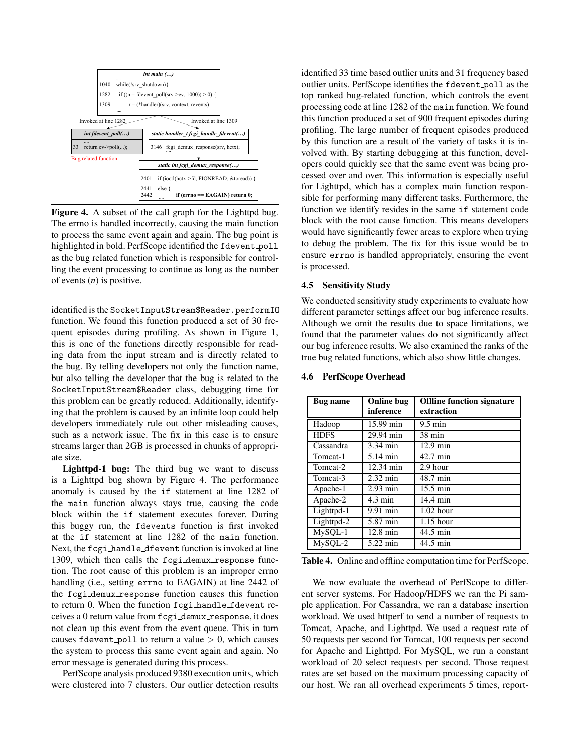```
int main (…)
     ....
1040    while(!srv_shutdown){
          ....
1282      if ((n = fdevent_poll(srv->ev, 1000)) > 0) {
          ....
1309          r = (*handler)(srv, context, revents)
          ....

Invoked at line 1282                          Invoked at line 1309

int fdevent_poll(…)                 static handler_t fcgi_handle_fdevent(…)
     ....                                ....
33   return ev->poll(...);          3146  fcgi_demux_response(srv, hctx);
                                         ....
Bug related function
                                    static int fcgi_demux_response(…)
                                         ....
                                    2401  if (ioctl(hctx->fd, FIONREAD, &toread)) {
                                         ....
                                    2441  else {
                                    2442  ....  if (errno == EAGAIN) return 0;
```

**Figure 4.** A subset of the call graph for the Lighttpd bug. The errno is handled incorrectly, causing the main function to process the same event again and again. The bug point is highlighted in bold. PerfScope identified the `fdevent_poll` as the bug related function which is responsible for controlling the event processing to continue as long as the number of events ($n$) is positive.

identified is the `SocketInputStream$Reader.performIO` function. We found this function produced a set of 30 frequent episodes during profiling. As shown in Figure 1, this is one of the functions directly responsible for reading data from the input stream and is directly related to the bug. By telling developers not only the function name, but also telling the developer that the bug is related to the `SocketInputStream$Reader` class, debugging time for this problem can be greatly reduced. Additionally, identifying that the problem is caused by an infinite loop could help developers immediately rule out other misleading causes, such as a network issue. The fix in this case is to ensure streams larger than 2GB is processed in chunks of appropriate size.

**Lighttpd-1 bug:** The third bug we want to discuss is a Lighttpd bug shown by Figure 4. The performance anomaly is caused by the `if` statement at line 1282 of the `main` function always stays true, causing the code block within the `if` statement executes forever. During this buggy run, the `fdevents` function is first invoked at the `if` statement at line 1282 of the `main` function. Next, the `fcgi_handle_dfevent` function is invoked at line 1309, which then calls the `fcgi_demux_response` function. The root cause of this problem is an improper errno handling (i.e., setting `errno` to EAGAIN) at line 2442 of the `fcgi_demux_response` function causes this function to return 0. When the function `fcgi_handle_fdevent` receives a 0 return value from `fcgi_demux_response`, it does not clean up this event from the event queue. This in turn causes `fdevent_poll` to return a value $> 0$, which causes the system to process this same event again and again. No error message is generated during this process.

PerfScope analysis produced 9380 execution units, which were clustered into 7 clusters. Our outlier detection results identified 33 time based outlier units and 31 frequency based outlier units. PerfScope identifies the `fdevent_poll` as the top ranked bug-related function, which controls the event processing code at line 1282 of the `main` function. We found this function produced a set of 900 frequent episodes during profiling. The large number of frequent episodes produced by this function are a result of the variety of tasks it is involved with. By starting debugging at this function, developers could quickly see that the same event was being processed over and over. This information is especially useful for Lighttpd, which has a complex main function responsible for performing many different tasks. Furthermore, the function we identify resides in the same `if` statement code block with the root cause function. This means developers would have significantly fewer areas to explore when trying to debug the problem. The fix for this issue would be to ensure `errno` is handled appropriately, ensuring the event is processed.

### 4.5 Sensitivity Study

We conducted sensitivity study experiments to evaluate how different parameter settings affect our bug inference results. Although we omit the results due to space limitations, we found that the parameter values do not significantly affect our bug inference results. We also examined the ranks of the true bug related functions, which also show little changes.

### 4.6 PerfScope Overhead

| Bug name | Online bug inference | Offline function signature extraction |
|---|---|---|
| Hadoop | 15.99 min | 9.5 min |
| HDFS | 29.94 min | 38 min |
| Cassandra | 3.34 min | 12.9 min |
| Tomcat-1 | 5.14 min | 42.7 min |
| Tomcat-2 | 12.34 min | 2.9 hour |
| Tomcat-3 | 2.32 min | 48.7 min |
| Apache-1 | 2.93 min | 15.5 min |
| Apache-2 | 4.3 min | 14.4 min |
| Lighttpd-1 | 9.91 min | 1.02 hour |
| Lighttpd-2 | 5.87 min | 1.15 hour |
| MySQL-1 | 12.8 min | 44.5 min |
| MySQL-2 | 5.22 min | 44.5 min |

**Table 4.** Online and offline computation time for PerfScope.

We now evaluate the overhead of PerfScope to different server systems. For Hadoop/HDFS we ran the Pi sample application. For Cassandra, we ran a database insertion workload. We used httperf to send a number of requests to Tomcat, Apache, and Lighttpd. We used a request rate of 50 requests per second for Tomcat, 100 requests per second for Apache and Lighttpd. For MySQL, we run a constant workload of 20 select requests per second. Those request rates are set based on the maximum processing capacity of our host. We ran all overhead experiments 5 times, report-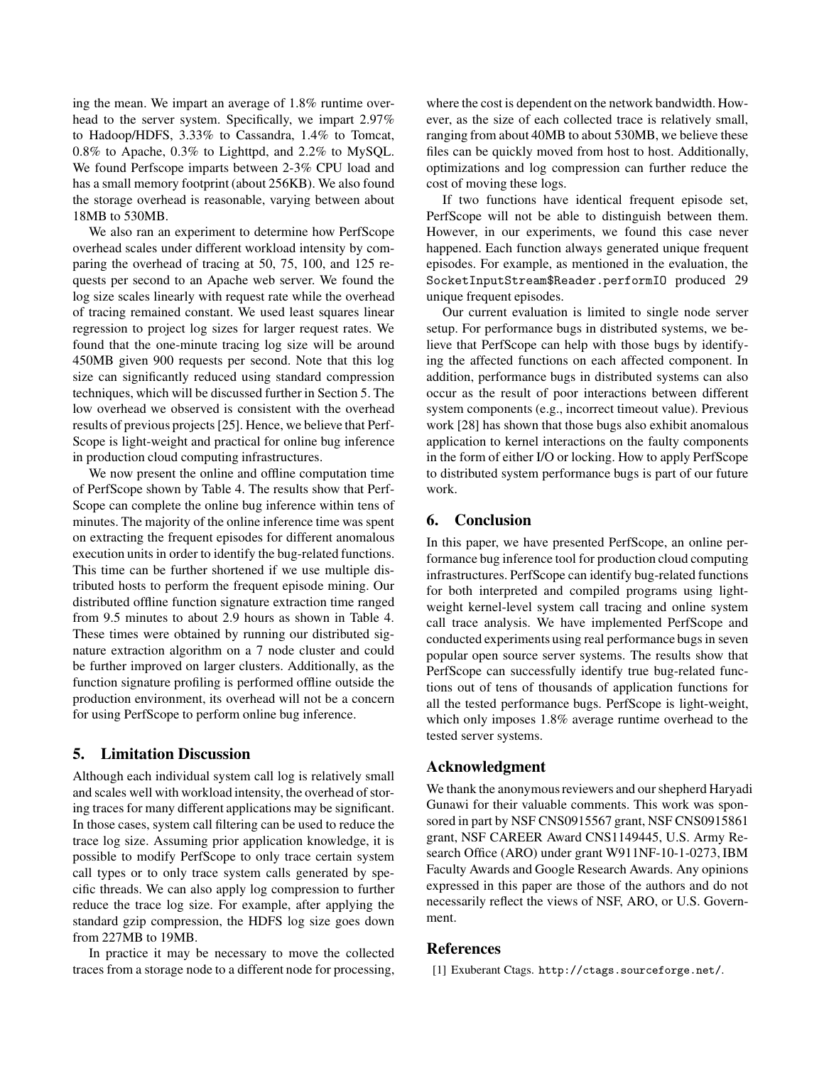ing the mean. We impart an average of 1.8% runtime overhead to the server system. Specifically, we impart 2.97% to Hadoop/HDFS, 3.33% to Cassandra, 1.4% to Tomcat, 0.8% to Apache, 0.3% to Lighttpd, and 2.2% to MySQL. We found Perfscope imparts between 2-3% CPU load and has a small memory footprint (about 256KB). We also found the storage overhead is reasonable, varying between about 18MB to 530MB.

We also ran an experiment to determine how PerfScope overhead scales under different workload intensity by comparing the overhead of tracing at 50, 75, 100, and 125 requests per second to an Apache web server. We found the log size scales linearly with request rate while the overhead of tracing remained constant. We used least squares linear regression to project log sizes for larger request rates. We found that the one-minute tracing log size will be around 450MB given 900 requests per second. Note that this log size can significantly reduced using standard compression techniques, which will be discussed further in Section 5. The low overhead we observed is consistent with the overhead results of previous projects [25]. Hence, we believe that PerfScope is light-weight and practical for online bug inference in production cloud computing infrastructures.

We now present the online and offline computation time of PerfScope shown by Table 4. The results show that PerfScope can complete the online bug inference within tens of minutes. The majority of the online inference time was spent on extracting the frequent episodes for different anomalous execution units in order to identify the bug-related functions. This time can be further shortened if we use multiple distributed hosts to perform the frequent episode mining. Our distributed offline function signature extraction time ranged from 9.5 minutes to about 2.9 hours as shown in Table 4. These times were obtained by running our distributed signature extraction algorithm on a 7 node cluster and could be further improved on larger clusters. Additionally, as the function signature profiling is performed offline outside the production environment, its overhead will not be a concern for using PerfScope to perform online bug inference.

## 5. Limitation Discussion

Although each individual system call log is relatively small and scales well with workload intensity, the overhead of storing traces for many different applications may be significant. In those cases, system call filtering can be used to reduce the trace log size. Assuming prior application knowledge, it is possible to modify PerfScope to only trace certain system call types or to only trace system calls generated by specific threads. We can also apply log compression to further reduce the trace log size. For example, after applying the standard gzip compression, the HDFS log size goes down from 227MB to 19MB.

In practice it may be necessary to move the collected traces from a storage node to a different node for processing, where the cost is dependent on the network bandwidth. However, as the size of each collected trace is relatively small, ranging from about 40MB to about 530MB, we believe these files can be quickly moved from host to host. Additionally, optimizations and log compression can further reduce the cost of moving these logs.

If two functions have identical frequent episode set, PerfScope will not be able to distinguish between them. However, in our experiments, we found this case never happened. Each function always generated unique frequent episodes. For example, as mentioned in the evaluation, the `SocketInputStream$Reader.performIO` produced 29 unique frequent episodes.

Our current evaluation is limited to single node server setup. For performance bugs in distributed systems, we believe that PerfScope can help with those bugs by identifying the affected functions on each affected component. In addition, performance bugs in distributed systems can also occur as the result of poor interactions between different system components (e.g., incorrect timeout value). Previous work [28] has shown that those bugs also exhibit anomalous application to kernel interactions on the faulty components in the form of either I/O or locking. How to apply PerfScope to distributed system performance bugs is part of our future work.

## 6. Conclusion

In this paper, we have presented PerfScope, an online performance bug inference tool for production cloud computing infrastructures. PerfScope can identify bug-related functions for both interpreted and compiled programs using light-weight kernel-level system call tracing and online system call trace analysis. We have implemented PerfScope and conducted experiments using real performance bugs in seven popular open source server systems. The results show that PerfScope can successfully identify true bug-related functions out of tens of thousands of application functions for all the tested performance bugs. PerfScope is light-weight, which only imposes 1.8% average runtime overhead to the tested server systems.

## Acknowledgment

We thank the anonymous reviewers and our shepherd Haryadi Gunawi for their valuable comments. This work was sponsored in part by NSF CNS0915567 grant, NSF CNS0915861 grant, NSF CAREER Award CNS1149445, U.S. Army Research Office (ARO) under grant W911NF-10-1-0273, IBM Faculty Awards and Google Research Awards. Any opinions expressed in this paper are those of the authors and do not necessarily reflect the views of NSF, ARO, or U.S. Government.

## References

[1] Exuberant Ctags. http://ctags.sourceforge.net/.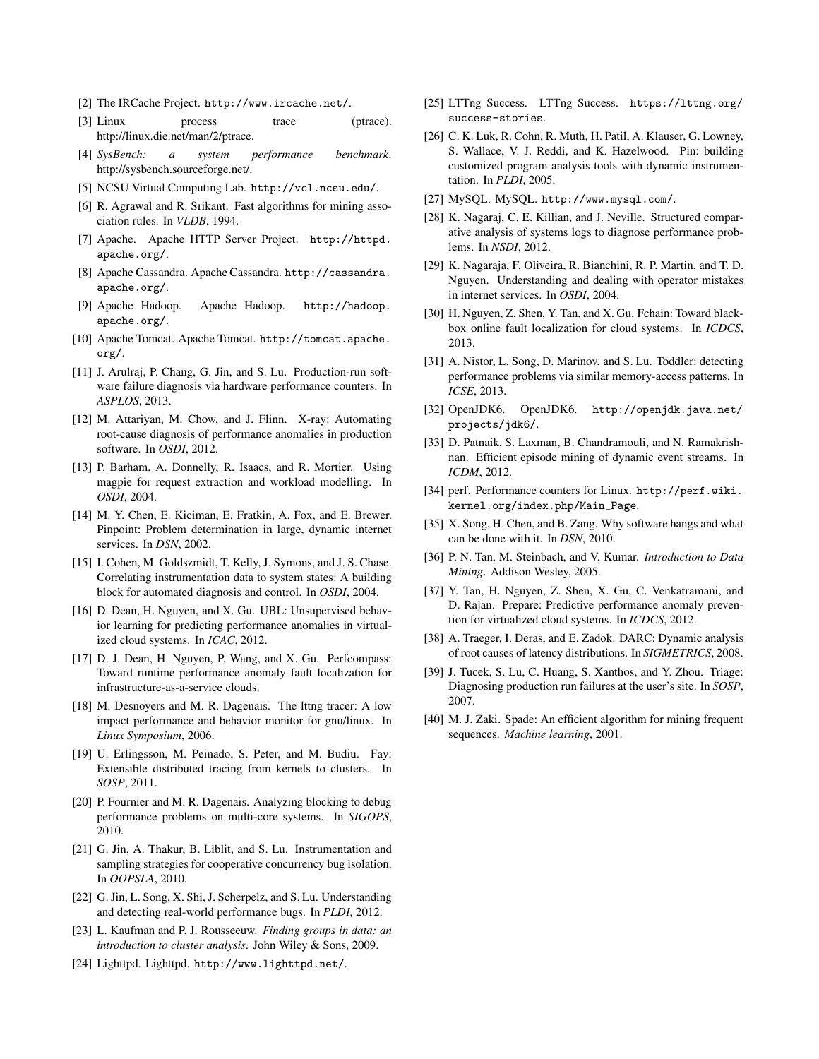[2] The IRCache Project. http://www.ircache.net/.

[3] Linux process trace (ptrace). http://linux.die.net/man/2/ptrace.

[4] *SysBench: a system performance benchmark*. http://sysbench.sourceforge.net/.

[5] NCSU Virtual Computing Lab. http://vcl.ncsu.edu/.

[6] R. Agrawal and R. Srikant. Fast algorithms for mining association rules. In *VLDB*, 1994.

[7] Apache. Apache HTTP Server Project. http://httpd.apache.org/.

[8] Apache Cassandra. Apache Cassandra. http://cassandra.apache.org/.

[9] Apache Hadoop. Apache Hadoop. http://hadoop.apache.org/.

[10] Apache Tomcat. Apache Tomcat. http://tomcat.apache.org/.

[11] J. Arulraj, P. Chang, G. Jin, and S. Lu. Production-run software failure diagnosis via hardware performance counters. In *ASPLOS*, 2013.

[12] M. Attariyan, M. Chow, and J. Flinn. X-ray: Automating root-cause diagnosis of performance anomalies in production software. In *OSDI*, 2012.

[13] P. Barham, A. Donnelly, R. Isaacs, and R. Mortier. Using magpie for request extraction and workload modelling. In *OSDI*, 2004.

[14] M. Y. Chen, E. Kiciman, E. Fratkin, A. Fox, and E. Brewer. Pinpoint: Problem determination in large, dynamic internet services. In *DSN*, 2002.

[15] I. Cohen, M. Goldszmidt, T. Kelly, J. Symons, and J. S. Chase. Correlating instrumentation data to system states: A building block for automated diagnosis and control. In *OSDI*, 2004.

[16] D. Dean, H. Nguyen, and X. Gu. UBL: Unsupervised behavior learning for predicting performance anomalies in virtualized cloud systems. In *ICAC*, 2012.

[17] D. J. Dean, H. Nguyen, P. Wang, and X. Gu. Perfcompass: Toward runtime performance anomaly fault localization for infrastructure-as-a-service clouds.

[18] M. Desnoyers and M. R. Dagenais. The lttng tracer: A low impact performance and behavior monitor for gnu/linux. In *Linux Symposium*, 2006.

[19] U. Erlingsson, M. Peinado, S. Peter, and M. Budiu. Fay: Extensible distributed tracing from kernels to clusters. In *SOSP*, 2011.

[20] P. Fournier and M. R. Dagenais. Analyzing blocking to debug performance problems on multi-core systems. In *SIGOPS*, 2010.

[21] G. Jin, A. Thakur, B. Liblit, and S. Lu. Instrumentation and sampling strategies for cooperative concurrency bug isolation. In *OOPSLA*, 2010.

[22] G. Jin, L. Song, X. Shi, J. Scherpelz, and S. Lu. Understanding and detecting real-world performance bugs. In *PLDI*, 2012.

[23] L. Kaufman and P. J. Rousseeuw. *Finding groups in data: an introduction to cluster analysis*. John Wiley & Sons, 2009.

[24] Lighttpd. Lighttpd. http://www.lighttpd.net/.

[25] LTTng Success. LTTng Success. https://lttng.org/success-stories.

[26] C. K. Luk, R. Cohn, R. Muth, H. Patil, A. Klauser, G. Lowney, S. Wallace, V. J. Reddi, and K. Hazelwood. Pin: building customized program analysis tools with dynamic instrumentation. In *PLDI*, 2005.

[27] MySQL. MySQL. http://www.mysql.com/.

[28] K. Nagaraj, C. E. Killian, and J. Neville. Structured comparative analysis of systems logs to diagnose performance problems. In *NSDI*, 2012.

[29] K. Nagaraja, F. Oliveira, R. Bianchini, R. P. Martin, and T. D. Nguyen. Understanding and dealing with operator mistakes in internet services. In *OSDI*, 2004.

[30] H. Nguyen, Z. Shen, Y. Tan, and X. Gu. Fchain: Toward blackbox online fault localization for cloud systems. In *ICDCS*, 2013.

[31] A. Nistor, L. Song, D. Marinov, and S. Lu. Toddler: detecting performance problems via similar memory-access patterns. In *ICSE*, 2013.

[32] OpenJDK6. OpenJDK6. http://openjdk.java.net/projects/jdk6/.

[33] D. Patnaik, S. Laxman, B. Chandramouli, and N. Ramakrishnan. Efficient episode mining of dynamic event streams. In *ICDM*, 2012.

[34] perf. Performance counters for Linux. http://perf.wiki.kernel.org/index.php/Main_Page.

[35] X. Song, H. Chen, and B. Zang. Why software hangs and what can be done with it. In *DSN*, 2010.

[36] P. N. Tan, M. Steinbach, and V. Kumar. *Introduction to Data Mining*. Addison Wesley, 2005.

[37] Y. Tan, H. Nguyen, Z. Shen, X. Gu, C. Venkatramani, and D. Rajan. Prepare: Predictive performance anomaly prevention for virtualized cloud systems. In *ICDCS*, 2012.

[38] A. Traeger, I. Deras, and E. Zadok. DARC: Dynamic analysis of root causes of latency distributions. In *SIGMETRICS*, 2008.

[39] J. Tucek, S. Lu, C. Huang, S. Xanthos, and Y. Zhou. Triage: Diagnosing production run failures at the user's site. In *SOSP*, 2007.

[40] M. J. Zaki. Spade: An efficient algorithm for mining frequent sequences. *Machine learning*, 2001.